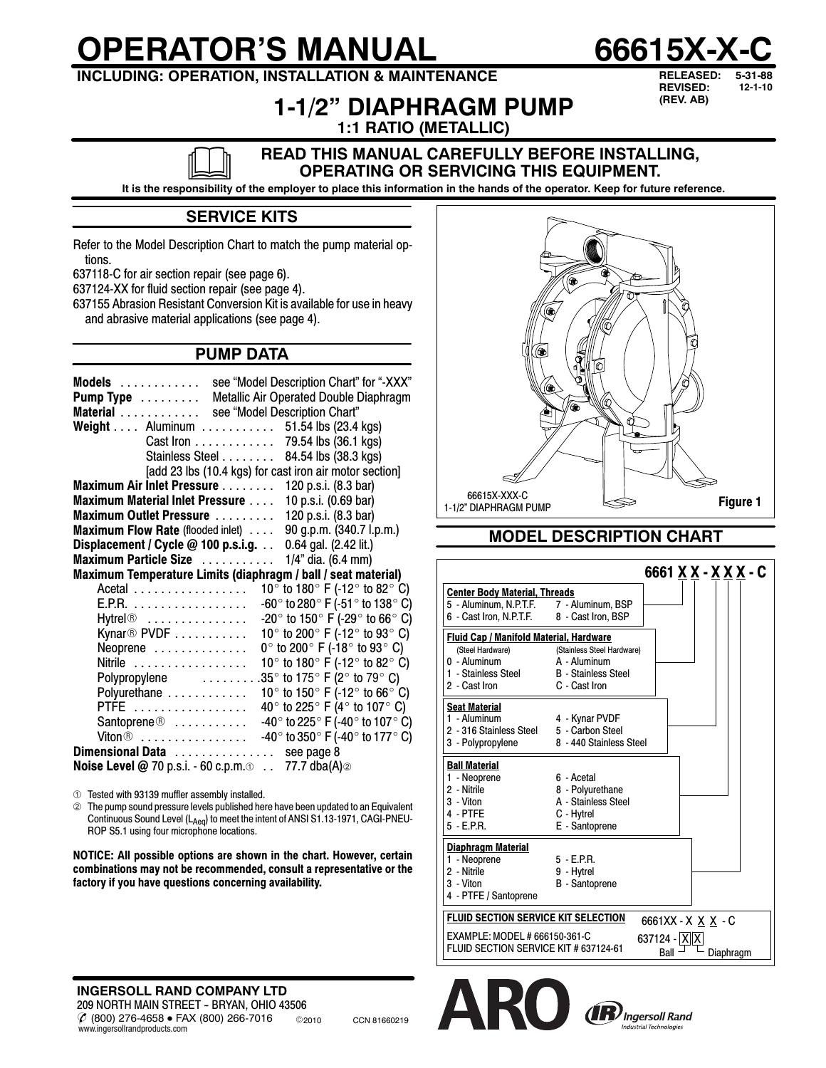# OPERATOR'S MANUAL

# 66615X-X-C

**INCLUDING: OPERATION, INSTALLATION & MAINTENANCE**

**RELEASED: 5-31-88**
**REVISED: 12-1-10**
**(REV. AB)**

## 1-1/2" DIAPHRAGM PUMP

**1:1 RATIO (METALLIC)**

**READ THIS MANUAL CAREFULLY BEFORE INSTALLING, OPERATING OR SERVICING THIS EQUIPMENT.**

**It is the responsibility of the employer to place this information in the hands of the operator. Keep for future reference.**

## SERVICE KITS

Refer to the Model Description Chart to match the pump material options.

637118-C for air section repair (see page 6).

637124-XX for fluid section repair (see page 4).

637155 Abrasion Resistant Conversion Kit is available for use in heavy and abrasive material applications (see page 4).

## PUMP DATA

**Models** ............ see "Model Description Chart" for "-XXX"

**Pump Type** ......... Metallic Air Operated Double Diaphragm

**Material** ............ see "Model Description Chart"

**Weight** .... Aluminum ........... 51.54 lbs (23.4 kgs)
Cast Iron ............ 79.54 lbs (36.1 kgs)
Stainless Steel ........ 84.54 lbs (38.3 kgs)
[add 23 lbs (10.4 kgs) for cast iron air motor section]

**Maximum Air Inlet Pressure** ........ 120 p.s.i. (8.3 bar)

**Maximum Material Inlet Pressure** .... 10 p.s.i. (0.69 bar)

**Maximum Outlet Pressure** ......... 120 p.s.i. (8.3 bar)

**Maximum Flow Rate** (flooded inlet) .... 90 g.p.m. (340.7 l.p.m.)

**Displacement / Cycle @ 100 p.s.i.g.** ... 0.64 gal. (2.42 lit.)

**Maximum Particle Size** ........... 1/4" dia. (6.4 mm)

**Maximum Temperature Limits (diaphragm / ball / seat material)**

| Material | Temperature Limits |
|---|---|
| Acetal | 10° to 180° F (-12° to 82° C) |
| E.P.R. | -60° to 280° F (-51° to 138° C) |
| Hytrel® | -20° to 150° F (-29° to 66° C) |
| Kynar® PVDF | 10° to 200° F (-12° to 93° C) |
| Neoprene | 0° to 200° F (-18° to 93° C) |
| Nitrile | 10° to 180° F (-12° to 82° C) |
| Polypropylene | 35° to 175° F (2° to 79° C) |
| Polyurethane | 10° to 150° F (-12° to 66° C) |
| PTFE | 40° to 225° F (4° to 107° C) |
| Santoprene® | -40° to 225° F (-40° to 107° C) |
| Viton® | -40° to 350° F (-40° to 177° C) |

**Dimensional Data** ............... see page 8

**Noise Level @** 70 p.s.i. - 60 c.p.m.① .. 77.7 dba(A)②

① Tested with 93139 muffler assembly installed.

② The pump sound pressure levels published here have been updated to an Equivalent Continuous Sound Level ($L_{Aeq}$) to meet the intent of ANSI S1.13-1971, CAGI-PNEUROP S5.1 using four microphone locations.

**NOTICE: All possible options are shown in the chart. However, certain combinations may not be recommended, consult a representative or the factory if you have questions concerning availability.**

66615X-XXX-C
1-1/2" DIAPHRAGM PUMP

Figure 1

## MODEL DESCRIPTION CHART

**6661 X X - X X X - C**

**Center Body Material, Threads**

| | |
|---|---|
| 5 - Aluminum, N.P.T.F. | 7 - Aluminum, BSP |
| 6 - Cast Iron, N.P.T.F. | 8 - Cast Iron, BSP |

**Fluid Cap / Manifold Material, Hardware**

| (Steel Hardware) | (Stainless Steel Hardware) |
|---|---|
| 0 - Aluminum | A - Aluminum |
| 1 - Stainless Steel | B - Stainless Steel |
| 2 - Cast Iron | C - Cast Iron |

**Seat Material**

| | |
|---|---|
| 1 - Aluminum | 4 - Kynar PVDF |
| 2 - 316 Stainless Steel | 5 - Carbon Steel |
| 3 - Polypropylene | 8 - 440 Stainless Steel |

**Ball Material**

| | |
|---|---|
| 1 - Neoprene | 6 - Acetal |
| 2 - Nitrile | 8 - Polyurethane |
| 3 - Viton | A - Stainless Steel |
| 4 - PTFE | C - Hytrel |
| 5 - E.P.R. | E - Santoprene |

**Diaphragm Material**

| | |
|---|---|
| 1 - Neoprene | 5 - E.P.R. |
| 2 - Nitrile | 9 - Hytrel |
| 3 - Viton | B - Santoprene |
| 4 - PTFE / Santoprene | |

**FLUID SECTION SERVICE KIT SELECTION**

6661XX - X X X - C

637124 - X X (Ball, Diaphragm)

EXAMPLE: MODEL # 666150-361-C
FLUID SECTION SERVICE KIT # 637124-61

**INGERSOLL RAND COMPANY LTD**
209 NORTH MAIN STREET – BRYAN, OHIO 43506
(800) 276-4658 • FAX (800) 266-7016
www.ingersollrandproducts.com

©2010 CCN 81660219

ARO Ingersoll Rand Industrial Technologies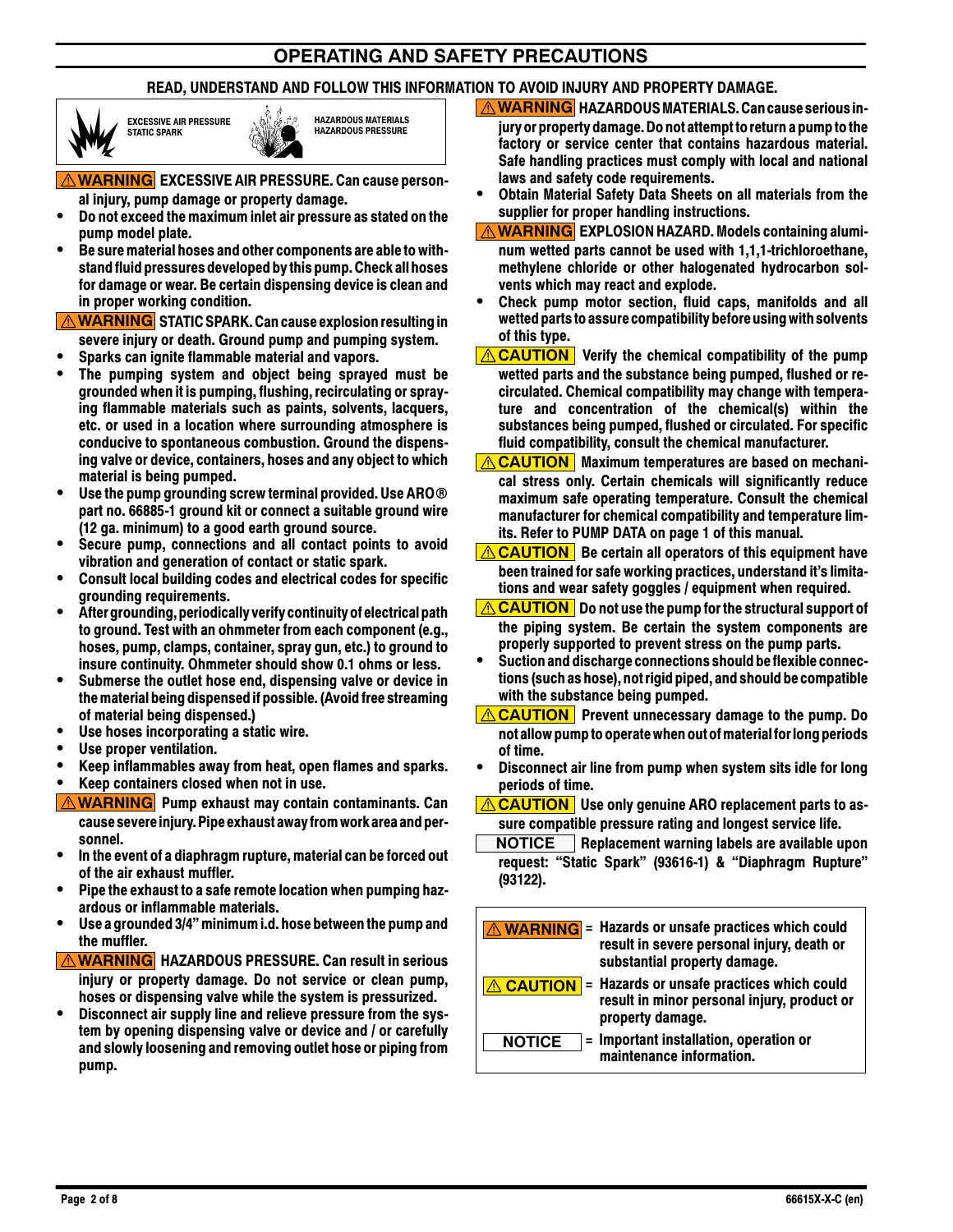## OPERATING AND SAFETY PRECAUTIONS

**READ, UNDERSTAND AND FOLLOW THIS INFORMATION TO AVOID INJURY AND PROPERTY DAMAGE.**

EXCESSIVE AIR PRESSURE
STATIC SPARK

HAZARDOUS MATERIALS
HAZARDOUS PRESSURE

**⚠WARNING EXCESSIVE AIR PRESSURE. Can cause personal injury, pump damage or property damage.**

- **Do not exceed the maximum inlet air pressure as stated on the pump model plate.**
- **Be sure material hoses and other components are able to withstand fluid pressures developed by this pump. Check all hoses for damage or wear. Be certain dispensing device is clean and in proper working condition.**

**⚠WARNING STATIC SPARK. Can cause explosion resulting in severe injury or death. Ground pump and pumping system.**

- **Sparks can ignite flammable material and vapors.**
- **The pumping system and object being sprayed must be grounded when it is pumping, flushing, recirculating or spraying flammable materials such as paints, solvents, lacquers, etc. or used in a location where surrounding atmosphere is conducive to spontaneous combustion. Ground the dispensing valve or device, containers, hoses and any object to which material is being pumped.**
- **Use the pump grounding screw terminal provided. Use ARO® part no. 66885-1 ground kit or connect a suitable ground wire (12 ga. minimum) to a good earth ground source.**
- **Secure pump, connections and all contact points to avoid vibration and generation of contact or static spark.**
- **Consult local building codes and electrical codes for specific grounding requirements.**
- **After grounding, periodically verify continuity of electrical path to ground. Test with an ohmmeter from each component (e.g., hoses, pump, clamps, container, spray gun, etc.) to ground to insure continuity. Ohmmeter should show 0.1 ohms or less.**
- **Submerse the outlet hose end, dispensing valve or device in the material being dispensed if possible. (Avoid free streaming of material being dispensed.)**
- **Use hoses incorporating a static wire.**
- **Use proper ventilation.**
- **Keep inflammables away from heat, open flames and sparks.**
- **Keep containers closed when not in use.**

**⚠WARNING Pump exhaust may contain contaminants. Can cause severe injury. Pipe exhaust away from work area and personnel.**

- **In the event of a diaphragm rupture, material can be forced out of the air exhaust muffler.**
- **Pipe the exhaust to a safe remote location when pumping hazardous or inflammable materials.**
- **Use a grounded 3/4" minimum i.d. hose between the pump and the muffler.**

**⚠WARNING HAZARDOUS PRESSURE. Can result in serious injury or property damage. Do not service or clean pump, hoses or dispensing valve while the system is pressurized.**

- **Disconnect air supply line and relieve pressure from the system by opening dispensing valve or device and / or carefully and slowly loosening and removing outlet hose or piping from pump.**

**⚠WARNING HAZARDOUS MATERIALS. Can cause serious injury or property damage. Do not attempt to return a pump to the factory or service center that contains hazardous material. Safe handling practices must comply with local and national laws and safety code requirements.**

- **Obtain Material Safety Data Sheets on all materials from the supplier for proper handling instructions.**

**⚠WARNING EXPLOSION HAZARD. Models containing aluminum wetted parts cannot be used with 1,1,1-trichloroethane, methylene chloride or other halogenated hydrocarbon solvents which may react and explode.**

- **Check pump motor section, fluid caps, manifolds and all wetted parts to assure compatibility before using with solvents of this type.**

**⚠CAUTION Verify the chemical compatibility of the pump wetted parts and the substance being pumped, flushed or recirculated. Chemical compatibility may change with temperature and concentration of the chemical(s) within the substances being pumped, flushed or circulated. For specific fluid compatibility, consult the chemical manufacturer.**

**⚠CAUTION Maximum temperatures are based on mechanical stress only. Certain chemicals will significantly reduce maximum safe operating temperature. Consult the chemical manufacturer for chemical compatibility and temperature limits. Refer to PUMP DATA on page 1 of this manual.**

**⚠CAUTION Be certain all operators of this equipment have been trained for safe working practices, understand it's limitations and wear safety goggles / equipment when required.**

**⚠CAUTION Do not use the pump for the structural support of the piping system. Be certain the system components are properly supported to prevent stress on the pump parts.**

- **Suction and discharge connections should be flexible connections (such as hose), not rigid piped, and should be compatible with the substance being pumped.**

**⚠CAUTION Prevent unnecessary damage to the pump. Do not allow pump to operate when out of material for long periods of time.**

- **Disconnect air line from pump when system sits idle for long periods of time.**

**⚠CAUTION Use only genuine ARO replacement parts to assure compatible pressure rating and longest service life.**

**NOTICE Replacement warning labels are available upon request: "Static Spark" (93616-1) & "Diaphragm Rupture" (93122).**

| | |
|---|---|
| **⚠WARNING** | = **Hazards or unsafe practices which could result in severe personal injury, death or substantial property damage.** |
| **⚠CAUTION** | = **Hazards or unsafe practices which could result in minor personal injury, product or property damage.** |
| **NOTICE** | = **Important installation, operation or maintenance information.** |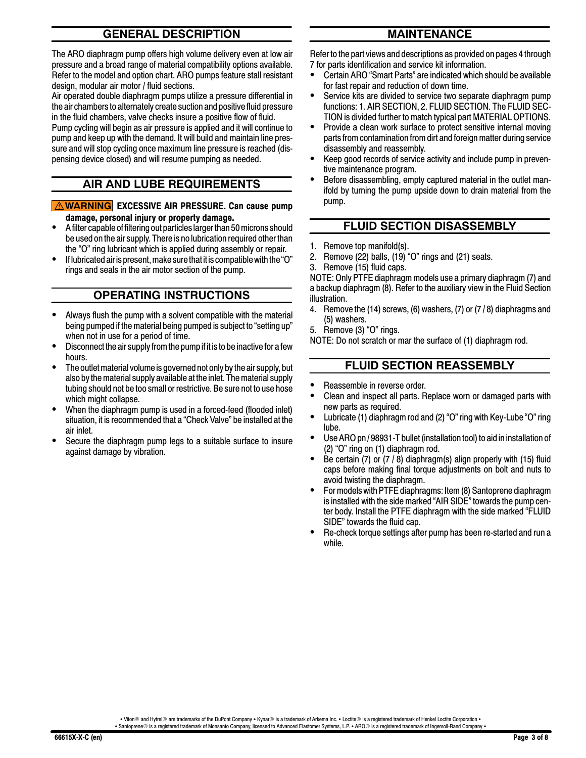## GENERAL DESCRIPTION

The ARO diaphragm pump offers high volume delivery even at low air pressure and a broad range of material compatibility options available. Refer to the model and option chart. ARO pumps feature stall resistant design, modular air motor / fluid sections.

Air operated double diaphragm pumps utilize a pressure differential in the air chambers to alternately create suction and positive fluid pressure in the fluid chambers, valve checks insure a positive flow of fluid.

Pump cycling will begin as air pressure is applied and it will continue to pump and keep up with the demand. It will build and maintain line pressure and will stop cycling once maximum line pressure is reached (dispensing device closed) and will resume pumping as needed.

## AIR AND LUBE REQUIREMENTS

**⚠WARNING EXCESSIVE AIR PRESSURE. Can cause pump damage, personal injury or property damage.**

- A filter capable of filtering out particles larger than 50 microns should be used on the air supply. There is no lubrication required other than the "O" ring lubricant which is applied during assembly or repair.
- If lubricated air is present, make sure that it is compatible with the "O" rings and seals in the air motor section of the pump.

## OPERATING INSTRUCTIONS

- Always flush the pump with a solvent compatible with the material being pumped if the material being pumped is subject to "setting up" when not in use for a period of time.
- Disconnect the air supply from the pump if it is to be inactive for a few hours.
- The outlet material volume is governed not only by the air supply, but also by the material supply available at the inlet. The material supply tubing should not be too small or restrictive. Be sure not to use hose which might collapse.
- When the diaphragm pump is used in a forced-feed (flooded inlet) situation, it is recommended that a "Check Valve" be installed at the air inlet.
- Secure the diaphragm pump legs to a suitable surface to insure against damage by vibration.

## MAINTENANCE

Refer to the part views and descriptions as provided on pages 4 through 7 for parts identification and service kit information.

- Certain ARO "Smart Parts" are indicated which should be available for fast repair and reduction of down time.
- Service kits are divided to service two separate diaphragm pump functions: 1. AIR SECTION, 2. FLUID SECTION. The FLUID SECTION is divided further to match typical part MATERIAL OPTIONS.
- Provide a clean work surface to protect sensitive internal moving parts from contamination from dirt and foreign matter during service disassembly and reassembly.
- Keep good records of service activity and include pump in preventive maintenance program.
- Before disassembling, empty captured material in the outlet manifold by turning the pump upside down to drain material from the pump.

## FLUID SECTION DISASSEMBLY

1. Remove top manifold(s).
2. Remove (22) balls, (19) "O" rings and (21) seats.
3. Remove (15) fluid caps.

NOTE: Only PTFE diaphragm models use a primary diaphragm (7) and a backup diaphragm (8). Refer to the auxiliary view in the Fluid Section illustration.

4. Remove the (14) screws, (6) washers, (7) or (7 / 8) diaphragms and (5) washers.
5. Remove (3) "O" rings.

NOTE: Do not scratch or mar the surface of (1) diaphragm rod.

## FLUID SECTION REASSEMBLY

- Reassemble in reverse order.
- Clean and inspect all parts. Replace worn or damaged parts with new parts as required.
- Lubricate (1) diaphragm rod and (2) "O" ring with Key-Lube "O" ring lube.
- Use ARO pn / 98931-T bullet (installation tool) to aid in installation of (2) "O" ring on (1) diaphragm rod.
- Be certain (7) or (7 / 8) diaphragm(s) align properly with (15) fluid caps before making final torque adjustments on bolt and nuts to avoid twisting the diaphragm.
- For models with PTFE diaphragms: Item (8) Santoprene diaphragm is installed with the side marked "AIR SIDE" towards the pump center body. Install the PTFE diaphragm with the side marked "FLUID SIDE" towards the fluid cap.
- Re-check torque settings after pump has been re-started and run a while.

• Viton® and Hytrel® are trademarks of the DuPont Company • Kynar® is a trademark of Arkema Inc. • Loctite® is a registered trademark of Henkel Loctite Corporation •
• Santoprene® is a registered trademark of Monsanto Company, licensed to Advanced Elastomer Systems, L.P. • ARO® is a registered trademark of Ingersoll-Rand Company •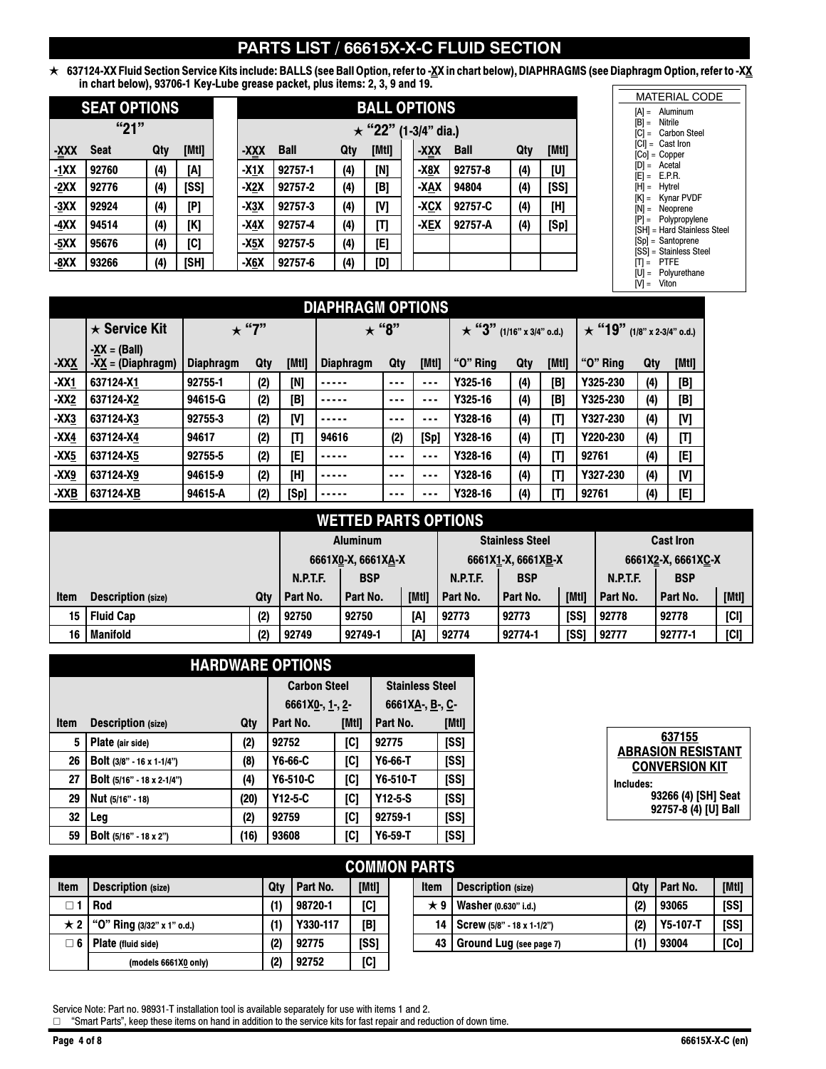## PARTS LIST / 66615X-X-C FLUID SECTION

★ 637124-XX Fluid Section Service Kits include: BALLS (see Ball Option, refer to -XX in chart below), DIAPHRAGMS (see Diaphragm Option, refer to -XX in chart below), 93706-1 Key-Lube grease packet, plus items: 2, 3, 9 and 19.

| SEAT OPTIONS "21" | | | |
|---|---|---|---|
| -XXX | Seat | Qty | [Mtl] |
| -1XX | 92760 | (4) | [A] |
| -2XX | 92776 | (4) | [SS] |
| -3XX | 92924 | (4) | [P] |
| -4XX | 94514 | (4) | [K] |
| -5XX | 95676 | (4) | [C] |
| -8XX | 93266 | (4) | [SH] |

| BALL OPTIONS ★ "22" (1-3/4" dia.) | | | | | | | |
|---|---|---|---|---|---|---|---|
| -XXX | Ball | Qty | [Mtl] | -XXX | Ball | Qty | [Mtl] |
| -X1X | 92757-1 | (4) | [N] | -X8X | 92757-8 | (4) | [U] |
| -X2X | 92757-2 | (4) | [B] | -XAX | 94804 | (4) | [SS] |
| -X3X | 92757-3 | (4) | [V] | -XCX | 92757-C | (4) | [H] |
| -X4X | 92757-4 | (4) | [T] | -XEX | 92757-A | (4) | [Sp] |
| -X5X | 92757-5 | (4) | [E] | | | | |
| -X6X | 92757-6 | (4) | [D] | | | | |

**MATERIAL CODE**

- [A] = Aluminum
- [B] = Nitrile
- [C] = Carbon Steel
- [CI] = Cast Iron
- [Co] = Copper
- [D] = Acetal
- [E] = E.P.R.
- [H] = Hytrel
- [K] = Kynar PVDF
- [N] = Neoprene
- [P] = Polypropylene
- [SH] = Hard Stainless Steel
- [Sp] = Santoprene
- [SS] = Stainless Steel
- [T] = PTFE
- [U] = Polyurethane
- [V] = Viton

### DIAPHRAGM OPTIONS

| | ★ Service Kit | ★ "7" | | | ★ "8" | | | ★ "3" (1/16" x 3/4" o.d.) | | | ★ "19" (1/8" x 2-3/4" o.d.) | | |
|---|---|---|---|---|---|---|---|---|---|---|---|---|---|
| -XXX | -XX = (Ball) -XX = (Diaphragm) | Diaphragm | Qty | [Mtl] | Diaphragm | Qty | [Mtl] | "O" Ring | Qty | [Mtl] | "O" Ring | Qty | [Mtl] |
| -XX1 | 637124-X1 | 92755-1 | (2) | [N] | ----- | --- | --- | Y325-16 | (4) | [B] | Y325-230 | (4) | [B] |
| -XX2 | 637124-X2 | 94615-G | (2) | [B] | ----- | --- | --- | Y325-16 | (4) | [B] | Y325-230 | (4) | [B] |
| -XX3 | 637124-X3 | 92755-3 | (2) | [V] | ----- | --- | --- | Y328-16 | (4) | [T] | Y327-230 | (4) | [V] |
| -XX4 | 637124-X4 | 94617 | (2) | [T] | 94616 | (2) | [Sp] | Y328-16 | (4) | [T] | Y220-230 | (4) | [T] |
| -XX5 | 637124-X5 | 92755-5 | (2) | [E] | ----- | --- | --- | Y328-16 | (4) | [T] | 92761 | (4) | [E] |
| -XX9 | 637124-X9 | 94615-9 | (2) | [H] | ----- | --- | --- | Y328-16 | (4) | [T] | Y327-230 | (4) | [V] |
| -XXB | 637124-XB | 94615-A | (2) | [Sp] | ----- | --- | --- | Y328-16 | (4) | [T] | 92761 | (4) | [E] |

### WETTED PARTS OPTIONS

| | | | Aluminum 6661X0-X, 6661XA-X | | | Stainless Steel 6661X1-X, 6661XB-X | | | Cast Iron 6661X2-X, 6661XC-X | | |
|---|---|---|---|---|---|---|---|---|---|---|---|
| | | | N.P.T.F. | BSP | | N.P.T.F. | BSP | | N.P.T.F. | BSP | |
| Item | Description (size) | Qty | Part No. | Part No. | [Mtl] | Part No. | Part No. | [Mtl] | Part No. | Part No. | [Mtl] |
| 15 | Fluid Cap | (2) | 92750 | 92750 | [A] | 92773 | 92773 | [SS] | 92778 | 92778 | [CI] |
| 16 | Manifold | (2) | 92749 | 92749-1 | [A] | 92774 | 92774-1 | [SS] | 92777 | 92777-1 | [CI] |

### HARDWARE OPTIONS

| | | | Carbon Steel 6661X0-, 1-, 2- | | Stainless Steel 6661XA-, B-, C- | |
|---|---|---|---|---|---|---|
| Item | Description (size) | Qty | Part No. | [Mtl] | Part No. | [Mtl] |
| 5 | Plate (air side) | (2) | 92752 | [C] | 92775 | [SS] |
| 26 | Bolt (3/8" - 16 x 1-1/4") | (8) | Y6-66-C | [C] | Y6-66-T | [SS] |
| 27 | Bolt (5/16" - 18 x 2-1/4") | (4) | Y6-510-C | [C] | Y6-510-T | [SS] |
| 29 | Nut (5/16" - 18) | (20) | Y12-5-C | [C] | Y12-5-S | [SS] |
| 32 | Leg | (2) | 92759 | [C] | 92759-1 | [SS] |
| 59 | Bolt (5/16" - 18 x 2") | (16) | 93608 | [C] | Y6-59-T | [SS] |

**637155 ABRASION RESISTANT CONVERSION KIT**

Includes:
93266 (4) [SH] Seat
92757-8 (4) [U] Ball

### COMMON PARTS

| Item | Description (size) | Qty | Part No. | [Mtl] | Item | Description (size) | Qty | Part No. | [Mtl] |
|---|---|---|---|---|---|---|---|---|---|
| □ 1 | Rod | (1) | 98720-1 | [C] | ★ 9 | Washer (0.630" i.d.) | (2) | 93065 | [SS] |
| ★ 2 | "O" Ring (3/32" x 1" o.d.) | (1) | Y330-117 | [B] | 14 | Screw (5/8" - 18 x 1-1/2") | (2) | Y5-107-T | [SS] |
| □ 6 | Plate (fluid side) | (2) | 92775 | [SS] | 43 | Ground Lug (see page 7) | (1) | 93004 | [Co] |
| | (models 6661X0 only) | (2) | 92752 | [C] | | | | | |

Service Note: Part no. 98931-T installation tool is available separately for use with items 1 and 2.

□ "Smart Parts", keep these items on hand in addition to the service kits for fast repair and reduction of down time.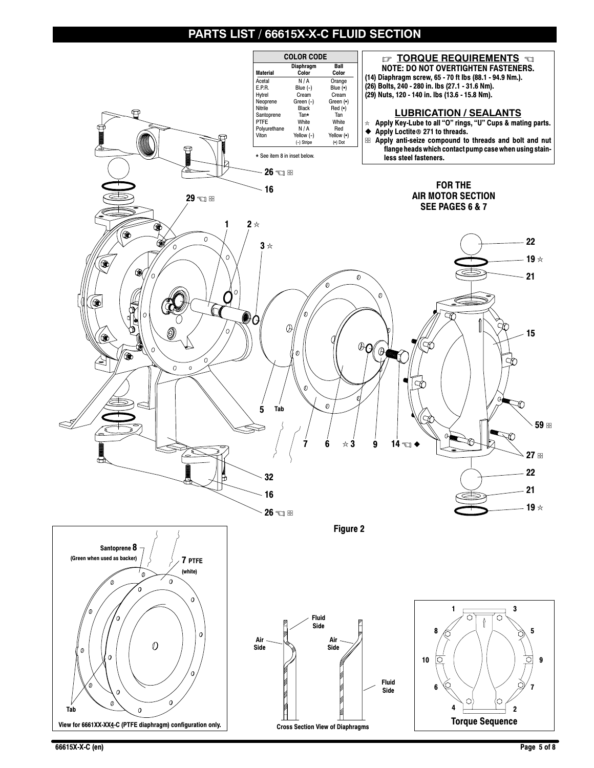# PARTS LIST / 66615X-X-C FLUID SECTION

| COLOR CODE | | |
|---|---|---|
| Material | Diaphragm Color | Ball Color |
| Acetal | N / A | Orange |
| E.P.R. | Blue (–) | Blue (•) |
| Hytrel | Cream | Cream |
| Neoprene | Green (–) | Green (•) |
| Nitrile | Black | Red (•) |
| Santoprene | Tan* | Tan |
| PTFE | White | White |
| Polyurethane | N / A | Red |
| Viton | Yellow (–) | Yellow (•) |
| | (–) Stripe | (•) Dot |

* See item 8 in inset below.

## TORQUE REQUIREMENTS

**NOTE: DO NOT OVERTIGHTEN FASTENERS.**

(14) Diaphragm screw, 65 - 70 ft lbs (88.1 - 94.9 Nm.).
(26) Bolts, 240 - 280 in. lbs (27.1 - 31.6 Nm).
(29) Nuts, 120 - 140 in. lbs (13.6 - 15.8 Nm).

## LUBRICATION / SEALANTS

☆ Apply Key-Lube to all "O" rings, "U" Cups & mating parts.
◆ Apply Loctite® 271 to threads.
⊞ Apply anti-seize compound to threads and bolt and nut flange heads which contact pump case when using stainless steel fasteners.

**FOR THE AIR MOTOR SECTION SEE PAGES 6 & 7**

Figure 2

Santoprene 8 (Green when used as backer)
7 PTFE (white)
Tab

View for 6661XX-XX4-C (PTFE diaphragm) configuration only.

Cross Section View of Diaphragms

Torque Sequence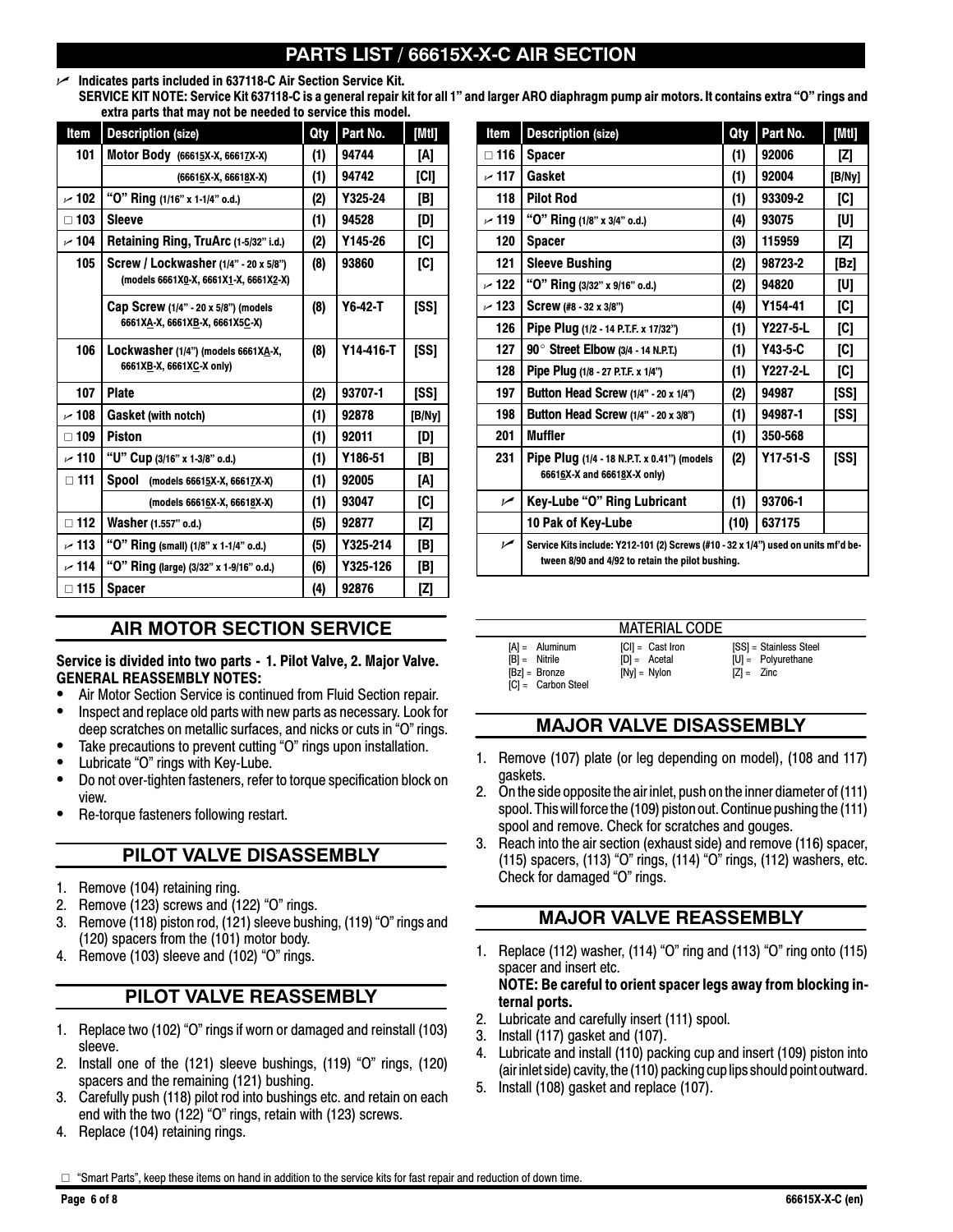# PARTS LIST / 66615X-X-C AIR SECTION

✓ **Indicates parts included in 637118-C Air Section Service Kit.**
**SERVICE KIT NOTE: Service Kit 637118-C is a general repair kit for all 1" and larger ARO diaphragm pump air motors. It contains extra "O" rings and extra parts that may not be needed to service this model.**

| Item | Description (size) | Qty | Part No. | [Mtl] |
|---|---|---|---|---|
| 101 | Motor Body (66615X-X, 66617X-X) | (1) | 94744 | [A] |
| | (66616X-X, 66618X-X) | (1) | 94742 | [CI] |
| ✓ 102 | "O" Ring (1/16" x 1-1/4" o.d.) | (2) | Y325-24 | [B] |
| □ 103 | Sleeve | (1) | 94528 | [D] |
| ✓ 104 | Retaining Ring, TruArc (1-5/32" i.d.) | (2) | Y145-26 | [C] |
| 105 | Screw / Lockwasher (1/4" - 20 x 5/8") (models 6661X0-X, 6661X1-X, 6661X2-X) | (8) | 93860 | [C] |
| | Cap Screw (1/4" - 20 x 5/8") (models 6661XA-X, 6661XB-X, 6661X5C-X) | (8) | Y6-42-T | [SS] |
| 106 | Lockwasher (1/4") (models 6661XA-X, 6661XB-X, 6661XC-X only) | (8) | Y14-416-T | [SS] |
| 107 | Plate | (2) | 93707-1 | [SS] |
| ✓ 108 | Gasket (with notch) | (1) | 92878 | [B/Ny] |
| □ 109 | Piston | (1) | 92011 | [D] |
| ✓ 110 | "U" Cup (3/16" x 1-3/8" o.d.) | (1) | Y186-51 | [B] |
| □ 111 | Spool (models 66615X-X, 66617X-X) | (1) | 92005 | [A] |
| | (models 66616X-X, 66618X-X) | (1) | 93047 | [C] |
| □ 112 | Washer (1.557" o.d.) | (5) | 92877 | [Z] |
| ✓ 113 | "O" Ring (small) (1/8" x 1-1/4" o.d.) | (5) | Y325-214 | [B] |
| ✓ 114 | "O" Ring (large) (3/32" x 1-9/16" o.d.) | (6) | Y325-126 | [B] |
| □ 115 | Spacer | (4) | 92876 | [Z] |
| □ 116 | Spacer | (1) | 92006 | [Z] |
| ✓ 117 | Gasket | (1) | 92004 | [B/Ny] |
| 118 | Pilot Rod | (1) | 93309-2 | [C] |
| ✓ 119 | "O" Ring (1/8" x 3/4" o.d.) | (4) | 93075 | [U] |
| 120 | Spacer | (3) | 115959 | [Z] |
| 121 | Sleeve Bushing | (2) | 98723-2 | [Bz] |
| ✓ 122 | "O" Ring (3/32" x 9/16" o.d.) | (2) | 94820 | [U] |
| ✓ 123 | Screw (#8 - 32 x 3/8") | (4) | Y154-41 | [C] |
| 126 | Pipe Plug (1/2 - 14 P.T.F. x 17/32") | (1) | Y227-5-L | [C] |
| 127 | 90° Street Elbow (3/4 - 14 N.P.T.) | (1) | Y43-5-C | [C] |
| 128 | Pipe Plug (1/8 - 27 P.T.F. x 1/4") | (1) | Y227-2-L | [C] |
| 197 | Button Head Screw (1/4" - 20 x 1/4") | (2) | 94987 | [SS] |
| 198 | Button Head Screw (1/4" - 20 x 3/8") | (1) | 94987-1 | [SS] |
| 201 | Muffler | (1) | 350-568 | |
| 231 | Pipe Plug (1/4 - 18 N.P.T. x 0.41") (models 66616X-X and 66618X-X only) | (2) | Y17-51-S | [SS] |
| ✓ | Key-Lube "O" Ring Lubricant | (1) | 93706-1 | |
| | 10 Pak of Key-Lube | (10) | 637175 | |
| ✓ | Service Kits include: Y212-101 (2) Screws (#10 - 32 x 1/4") used on units mf'd between 8/90 and 4/92 to retain the pilot bushing. | | | |

## MATERIAL CODE

[A] = Aluminum, [B] = Nitrile, [Bz] = Bronze, [C] = Carbon Steel, [CI] = Cast Iron, [D] = Acetal, [Ny] = Nylon, [SS] = Stainless Steel, [U] = Polyurethane, [Z] = Zinc

## AIR MOTOR SECTION SERVICE

**Service is divided into two parts - 1. Pilot Valve, 2. Major Valve.**
**GENERAL REASSEMBLY NOTES:**

- Air Motor Section Service is continued from Fluid Section repair.
- Inspect and replace old parts with new parts as necessary. Look for deep scratches on metallic surfaces, and nicks or cuts in "O" rings.
- Take precautions to prevent cutting "O" rings upon installation.
- Lubricate "O" rings with Key-Lube.
- Do not over-tighten fasteners, refer to torque specification block on view.
- Re-torque fasteners following restart.

## PILOT VALVE DISASSEMBLY

1. Remove (104) retaining ring.
2. Remove (123) screws and (122) "O" rings.
3. Remove (118) piston rod, (121) sleeve bushing, (119) "O" rings and (120) spacers from the (101) motor body.
4. Remove (103) sleeve and (102) "O" rings.

## PILOT VALVE REASSEMBLY

1. Replace two (102) "O" rings if worn or damaged and reinstall (103) sleeve.
2. Install one of the (121) sleeve bushings, (119) "O" rings, (120) spacers and the remaining (121) bushing.
3. Carefully push (118) pilot rod into bushings etc. and retain on each end with the two (122) "O" rings, retain with (123) screws.
4. Replace (104) retaining rings.

## MAJOR VALVE DISASSEMBLY

1. Remove (107) plate (or leg depending on model), (108 and 117) gaskets.
2. On the side opposite the air inlet, push on the inner diameter of (111) spool. This will force the (109) piston out. Continue pushing the (111) spool and remove. Check for scratches and gouges.
3. Reach into the air section (exhaust side) and remove (116) spacer, (115) spacers, (113) "O" rings, (114) "O" rings, (112) washers, etc. Check for damaged "O" rings.

## MAJOR VALVE REASSEMBLY

1. Replace (112) washer, (114) "O" ring and (113) "O" ring onto (115) spacer and insert etc.
   **NOTE: Be careful to orient spacer legs away from blocking internal ports.**
2. Lubricate and carefully insert (111) spool.
3. Install (117) gasket and (107).
4. Lubricate and install (110) packing cup and insert (109) piston into (air inlet side) cavity, the (110) packing cup lips should point outward.
5. Install (108) gasket and replace (107).

□ "Smart Parts", keep these items on hand in addition to the service kits for fast repair and reduction of down time.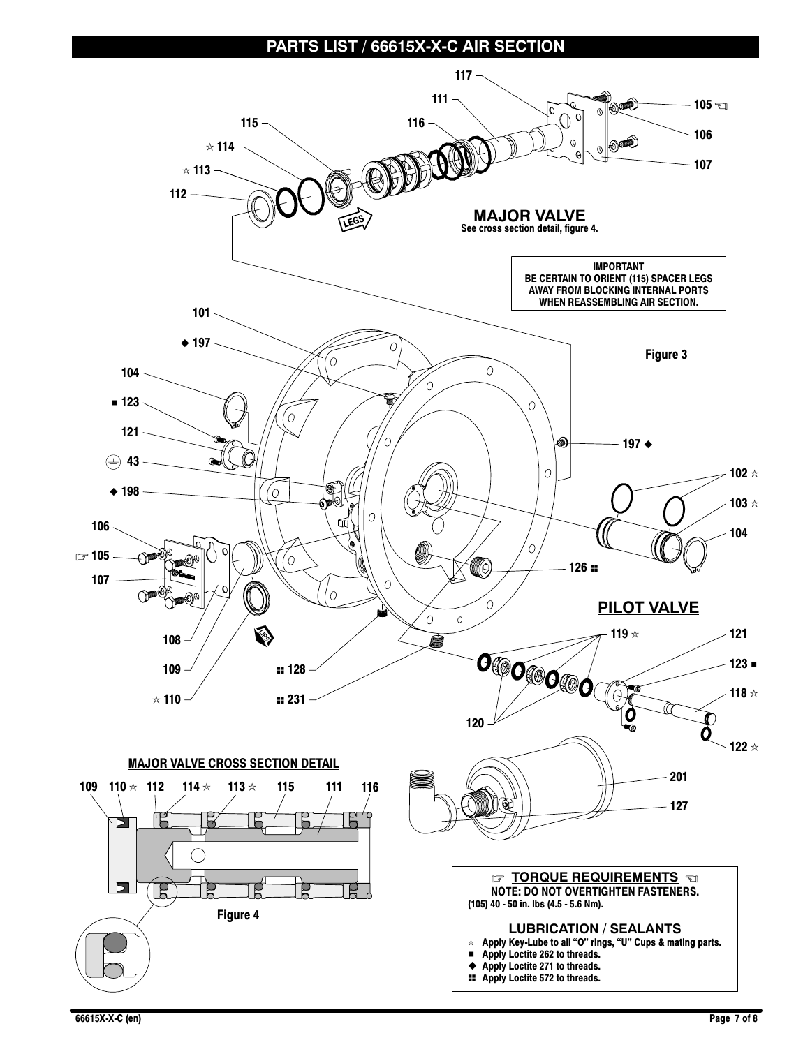# PARTS LIST / 66615X-X-C AIR SECTION

117
111
115
116
☆ 114
105 ☜
☆ 113
106
112
107

LEGS

## MAJOR VALVE

See cross section detail, figure 4.

**IMPORTANT**
**BE CERTAIN TO ORIENT (115) SPACER LEGS AWAY FROM BLOCKING INTERNAL PORTS WHEN REASSEMBLING AIR SECTION.**

101
◆ 197
Figure 3
104
■ 123
121
197 ◆
43
102 ☆
◆ 198
103 ☆
106
104
☞ 105
107
126 ■■

## PILOT VALVE

108
119 ☆
121
109
■■ 128
123 ■
☆ 110
■■ 231
118 ☆
120
122 ☆

### MAJOR VALVE CROSS SECTION DETAIL

109 110 ☆ 112 114 ☆ 113 ☆ 115 111 116

Figure 4

201
127

### ☞ TORQUE REQUIREMENTS ☜

**NOTE: DO NOT OVERTIGHTEN FASTENERS.**
(105) 40 - 50 in. lbs (4.5 - 5.6 Nm).

### LUBRICATION / SEALANTS

- ☆ Apply Key-Lube to all “O” rings, “U” Cups & mating parts.
- ■ Apply Loctite 262 to threads.
- ◆ Apply Loctite 271 to threads.
- ■■ Apply Loctite 572 to threads.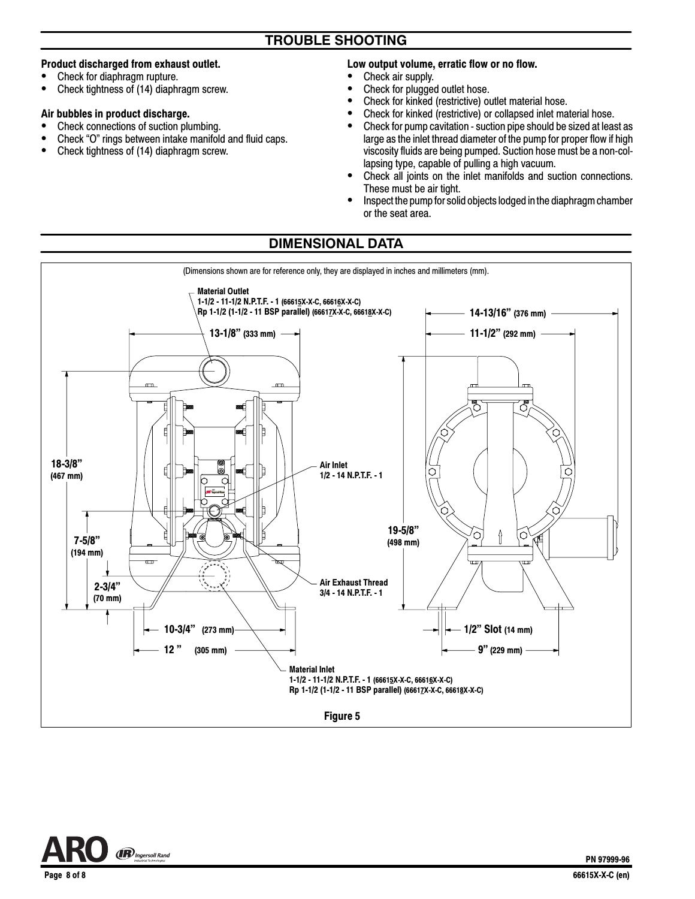## TROUBLE SHOOTING

**Product discharged from exhaust outlet.**

- Check for diaphragm rupture.
- Check tightness of (14) diaphragm screw.

**Air bubbles in product discharge.**

- Check connections of suction plumbing.
- Check "O" rings between intake manifold and fluid caps.
- Check tightness of (14) diaphragm screw.

**Low output volume, erratic flow or no flow.**

- Check air supply.
- Check for plugged outlet hose.
- Check for kinked (restrictive) outlet material hose.
- Check for kinked (restrictive) or collapsed inlet material hose.
- Check for pump cavitation - suction pipe should be sized at least as large as the inlet thread diameter of the pump for proper flow if high viscosity fluids are being pumped. Suction hose must be a non-collapsing type, capable of pulling a high vacuum.
- Check all joints on the inlet manifolds and suction connections. These must be air tight.
- Inspect the pump for solid objects lodged in the diaphragm chamber or the seat area.

## DIMENSIONAL DATA

(Dimensions shown are for reference only, they are displayed in inches and millimeters (mm).

Material Outlet
1-1/2 - 11-1/2 N.P.T.F. - 1 (66615X-X-C, 66616X-X-C)
Rp 1-1/2 (1-1/2 - 11 BSP parallel) (66617X-X-C, 66618X-X-C)

13-1/8" (333 mm)

14-13/16" (376 mm)

11-1/2" (292 mm)

18-3/8" (467 mm)

Air Inlet
1/2 - 14 N.P.T.F. - 1

7-5/8" (194 mm)

19-5/8" (498 mm)

2-3/4" (70 mm)

Air Exhaust Thread
3/4 - 14 N.P.T.F. - 1

10-3/4" (273 mm)

12" (305 mm)

1/2" Slot (14 mm)

9" (229 mm)

Material Inlet
1-1/2 - 11-1/2 N.P.T.F. - 1 (66615X-X-C, 66616X-X-C)
Rp 1-1/2 (1-1/2 - 11 BSP parallel) (66617X-X-C, 66618X-X-C)

Figure 5

PN 97999-96